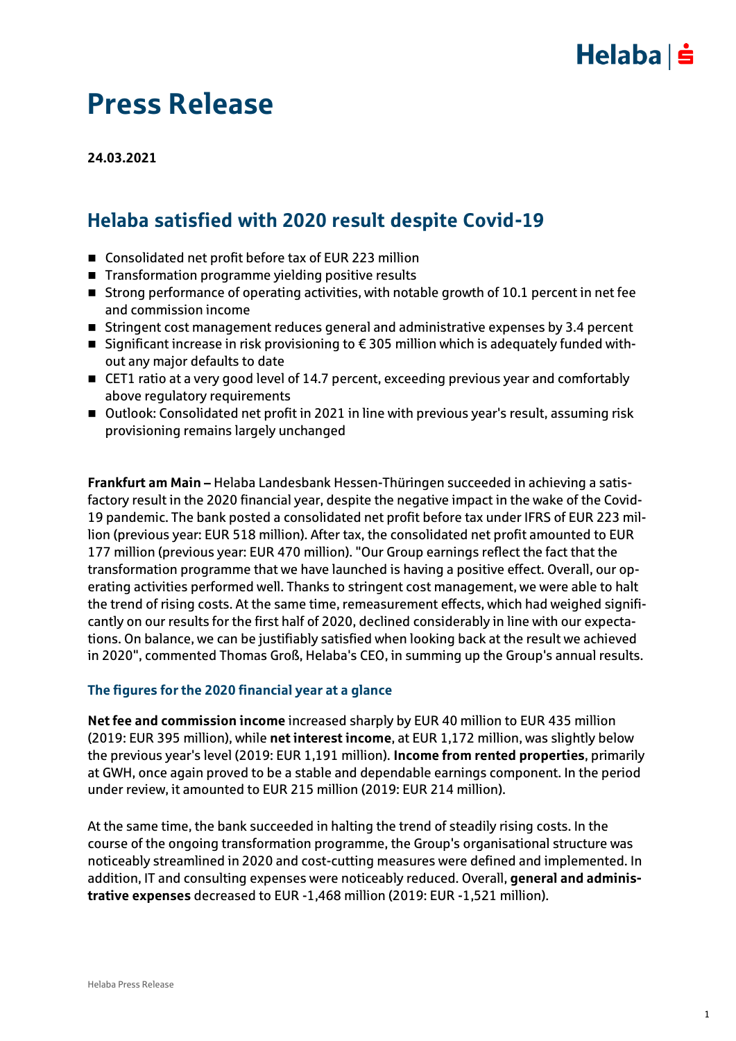# Press Release

**24.03.2021**

## Helaba satisfied with 2020 result despite Covid-19

- Consolidated net profit before tax of EUR 223 million
- Transformation programme yielding positive results
- Strong performance of operating activities, with notable growth of 10.1 percent in net fee and commission income
- Stringent cost management reduces general and administrative expenses by 3.4 percent
- Significant increase in risk provisioning to € 305 million which is adequately funded without any major defaults to date
- CET1 ratio at a very good level of 14.7 percent, exceeding previous year and comfortably above regulatory requirements
- Outlook: Consolidated net profit in 2021 in line with previous year's result, assuming risk provisioning remains largely unchanged

**Frankfurt am Main –** Helaba Landesbank Hessen-Thüringen succeeded in achieving a satisfactory result in the 2020 financial year, despite the negative impact in the wake of the Covid-19 pandemic. The bank posted a consolidated net profit before tax under IFRS of EUR 223 million (previous year: EUR 518 million). After tax, the consolidated net profit amounted to EUR 177 million (previous year: EUR 470 million). "Our Group earnings reflect the fact that the transformation programme that we have launched is having a positive effect. Overall, our operating activities performed well. Thanks to stringent cost management, we were able to halt the trend of rising costs. At the same time, remeasurement effects, which had weighed significantly on our results for the first half of 2020, declined considerably in line with our expectations. On balance, we can be justifiably satisfied when looking back at the result we achieved in 2020", commented Thomas Groß, Helaba's CEO, in summing up the Group's annual results.

### The figures for the 2020 financial year at a glance

**Net fee and commission income** increased sharply by EUR 40 million to EUR 435 million (2019: EUR 395 million), while **net interest income**, at EUR 1,172 million, was slightly below the previous year's level (2019: EUR 1,191 million). **Income from rented properties**, primarily at GWH, once again proved to be a stable and dependable earnings component. In the period under review, it amounted to EUR 215 million (2019: EUR 214 million).

At the same time, the bank succeeded in halting the trend of steadily rising costs. In the course of the ongoing transformation programme, the Group's organisational structure was noticeably streamlined in 2020 and cost-cutting measures were defined and implemented. In addition, IT and consulting expenses were noticeably reduced. Overall, **general and administrative expenses** decreased to EUR -1,468 million (2019: EUR -1,521 million).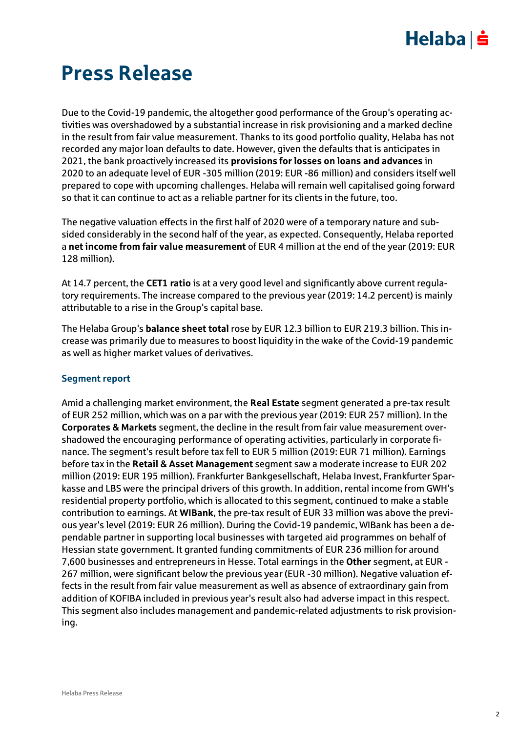# Press Release

Due to the Covid-19 pandemic, the altogether good performance of the Group's operating activities was overshadowed by a substantial increase in risk provisioning and a marked decline in the result from fair value measurement. Thanks to its good portfolio quality, Helaba has not recorded any major loan defaults to date. However, given the defaults that is anticipates in 2021, the bank proactively increased its **provisions for losses on loans and advances** in 2020 to an adequate level of EUR -305 million (2019: EUR -86 million) and considers itself well prepared to cope with upcoming challenges. Helaba will remain well capitalised going forward so that it can continue to act as a reliable partner for its clients in the future, too.

The negative valuation effects in the first half of 2020 were of a temporary nature and subsided considerably in the second half of the year, as expected. Consequently, Helaba reported a **net income from fair value measurement** of EUR 4 million at the end of the year (2019: EUR 128 million).

At 14.7 percent, the **CET1 ratio** is at a very good level and significantly above current regulatory requirements. The increase compared to the previous year (2019: 14.2 percent) is mainly attributable to a rise in the Group's capital base.

The Helaba Group's **balance sheet total** rose by EUR 12.3 billion to EUR 219.3 billion. This increase was primarily due to measures to boost liquidity in the wake of the Covid-19 pandemic as well as higher market values of derivatives.

### Segment report

Amid a challenging market environment, the **Real Estate** segment generated a pre-tax result of EUR 252 million, which was on a par with the previous year (2019: EUR 257 million). In the **Corporates & Markets** segment, the decline in the result from fair value measurement overshadowed the encouraging performance of operating activities, particularly in corporate finance. The segment's result before tax fell to EUR 5 million (2019: EUR 71 million). Earnings before tax in the **Retail & Asset Management** segment saw a moderate increase to EUR 202 million (2019: EUR 195 million). Frankfurter Bankgesellschaft, Helaba Invest, Frankfurter Sparkasse and LBS were the principal drivers of this growth. In addition, rental income from GWH's residential property portfolio, which is allocated to this segment, continued to make a stable contribution to earnings. At **WIBank**, the pre-tax result of EUR 33 million was above the previous year's level (2019: EUR 26 million). During the Covid-19 pandemic, WIBank has been a dependable partner in supporting local businesses with targeted aid programmes on behalf of Hessian state government. It granted funding commitments of EUR 236 million for around 7,600 businesses and entrepreneurs in Hesse. Total earnings in the **Other** segment, at EUR -267 million, were significant below the previous year (EUR -30 million). Negative valuation effects in the result from fair value measurement as well as absence of extraordinary gain from addition of KOFIBA included in previous year's result also had adverse impact in this respect. This segment also includes management and pandemic-related adjustments to risk provisioning.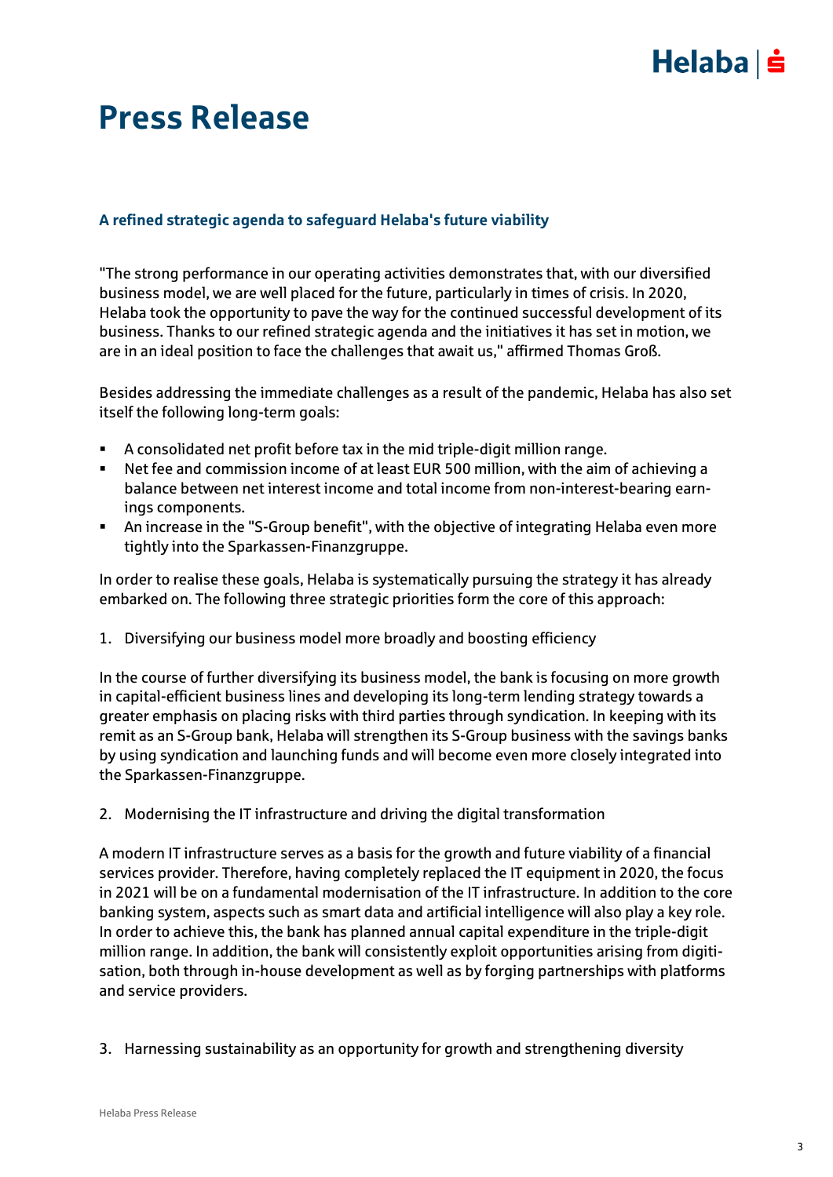# Press Release

### A refined strategic agenda to safeguard Helaba's future viability

"The strong performance in our operating activities demonstrates that, with our diversified business model, we are well placed for the future, particularly in times of crisis. In 2020, Helaba took the opportunity to pave the way for the continued successful development of its business. Thanks to our refined strategic agenda and the initiatives it has set in motion, we are in an ideal position to face the challenges that await us," affirmed Thomas Groß.

Besides addressing the immediate challenges as a result of the pandemic, Helaba has also set itself the following long-term goals:

- A consolidated net profit before tax in the mid triple-digit million range.
- Net fee and commission income of at least EUR 500 million, with the aim of achieving a balance between net interest income and total income from non-interest-bearing earnings components.
- An increase in the "S-Group benefit", with the objective of integrating Helaba even more tightly into the Sparkassen-Finanzgruppe.

In order to realise these goals, Helaba is systematically pursuing the strategy it has already embarked on. The following three strategic priorities form the core of this approach:

1. Diversifying our business model more broadly and boosting efficiency

In the course of further diversifying its business model, the bank is focusing on more growth in capital-efficient business lines and developing its long-term lending strategy towards a greater emphasis on placing risks with third parties through syndication. In keeping with its remit as an S-Group bank, Helaba will strengthen its S-Group business with the savings banks by using syndication and launching funds and will become even more closely integrated into the Sparkassen-Finanzgruppe.

2. Modernising the IT infrastructure and driving the digital transformation

A modern IT infrastructure serves as a basis for the growth and future viability of a financial services provider. Therefore, having completely replaced the IT equipment in 2020, the focus in 2021 will be on a fundamental modernisation of the IT infrastructure. In addition to the core banking system, aspects such as smart data and artificial intelligence will also play a key role. In order to achieve this, the bank has planned annual capital expenditure in the triple-digit million range. In addition, the bank will consistently exploit opportunities arising from digitisation, both through in-house development as well as by forging partnerships with platforms and service providers.

3. Harnessing sustainability as an opportunity for growth and strengthening diversity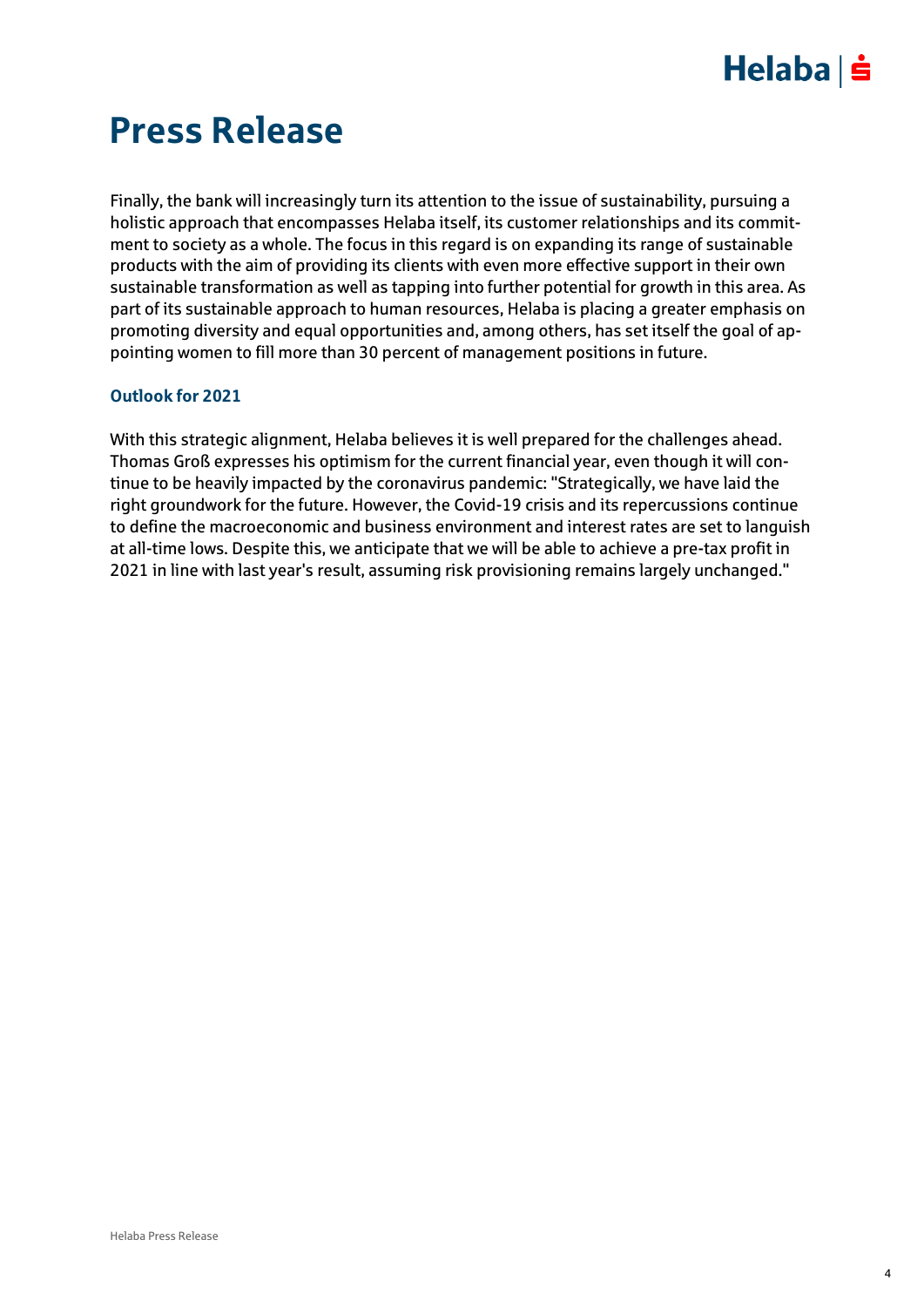# Press Release

Finally, the bank will increasingly turn its attention to the issue of sustainability, pursuing a holistic approach that encompasses Helaba itself, its customer relationships and its commitment to society as a whole. The focus in this regard is on expanding its range of sustainable products with the aim of providing its clients with even more effective support in their own sustainable transformation as well as tapping into further potential for growth in this area. As part of its sustainable approach to human resources, Helaba is placing a greater emphasis on promoting diversity and equal opportunities and, among others, has set itself the goal of appointing women to fill more than 30 percent of management positions in future.

### Outlook for 2021

With this strategic alignment, Helaba believes it is well prepared for the challenges ahead. Thomas Groß expresses his optimism for the current financial year, even though it will continue to be heavily impacted by the coronavirus pandemic: "Strategically, we have laid the right groundwork for the future. However, the Covid-19 crisis and its repercussions continue to define the macroeconomic and business environment and interest rates are set to languish at all-time lows. Despite this, we anticipate that we will be able to achieve a pre-tax profit in 2021 in line with last year's result, assuming risk provisioning remains largely unchanged."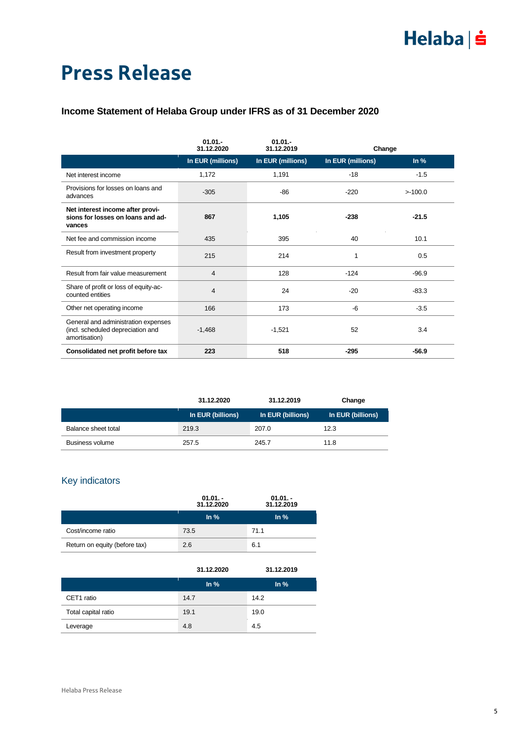# Press Release

### Income Statement of Helaba Group under IFRS as of 31 December 2020

| | 01.01.-31.12.2020 | 01.01.-31.12.2019 | Change | |
|---|---|---|---|---|
| | In EUR (millions) | In EUR (millions) | In EUR (millions) | In % |
| Net interest income | 1,172 | 1,191 | -18 | -1.5 |
| Provisions for losses on loans and advances | -305 | -86 | -220 | >-100.0 |
| **Net interest income after provisions for losses on loans and advances** | **867** | **1,105** | **-238** | **-21.5** |
| Net fee and commission income | 435 | 395 | 40 | 10.1 |
| Result from investment property | 215 | 214 | 1 | 0.5 |
| Result from fair value measurement | 4 | 128 | -124 | -96.9 |
| Share of profit or loss of equity-accounted entities | 4 | 24 | -20 | -83.3 |
| Other net operating income | 166 | 173 | -6 | -3.5 |
| General and administration expenses (incl. scheduled depreciation and amortisation) | -1,468 | -1,521 | 52 | 3.4 |
| **Consolidated net profit before tax** | **223** | **518** | **-295** | **-56.9** |

| | 31.12.2020 | 31.12.2019 | Change |
|---|---|---|---|
| | In EUR (billions) | In EUR (billions) | In EUR (billions) |
| Balance sheet total | 219.3 | 207.0 | 12.3 |
| Business volume | 257.5 | 245.7 | 11.8 |

## Key indicators

| | 01.01. - 31.12.2020 | 01.01. - 31.12.2019 |
|---|---|---|
| | In % | In % |
| Cost/income ratio | 73.5 | 71.1 |
| Return on equity (before tax) | 2.6 | 6.1 |

| | 31.12.2020 | 31.12.2019 |
|---|---|---|
| | In % | In % |
| CET1 ratio | 14.7 | 14.2 |
| Total capital ratio | 19.1 | 19.0 |
| Leverage | 4.8 | 4.5 |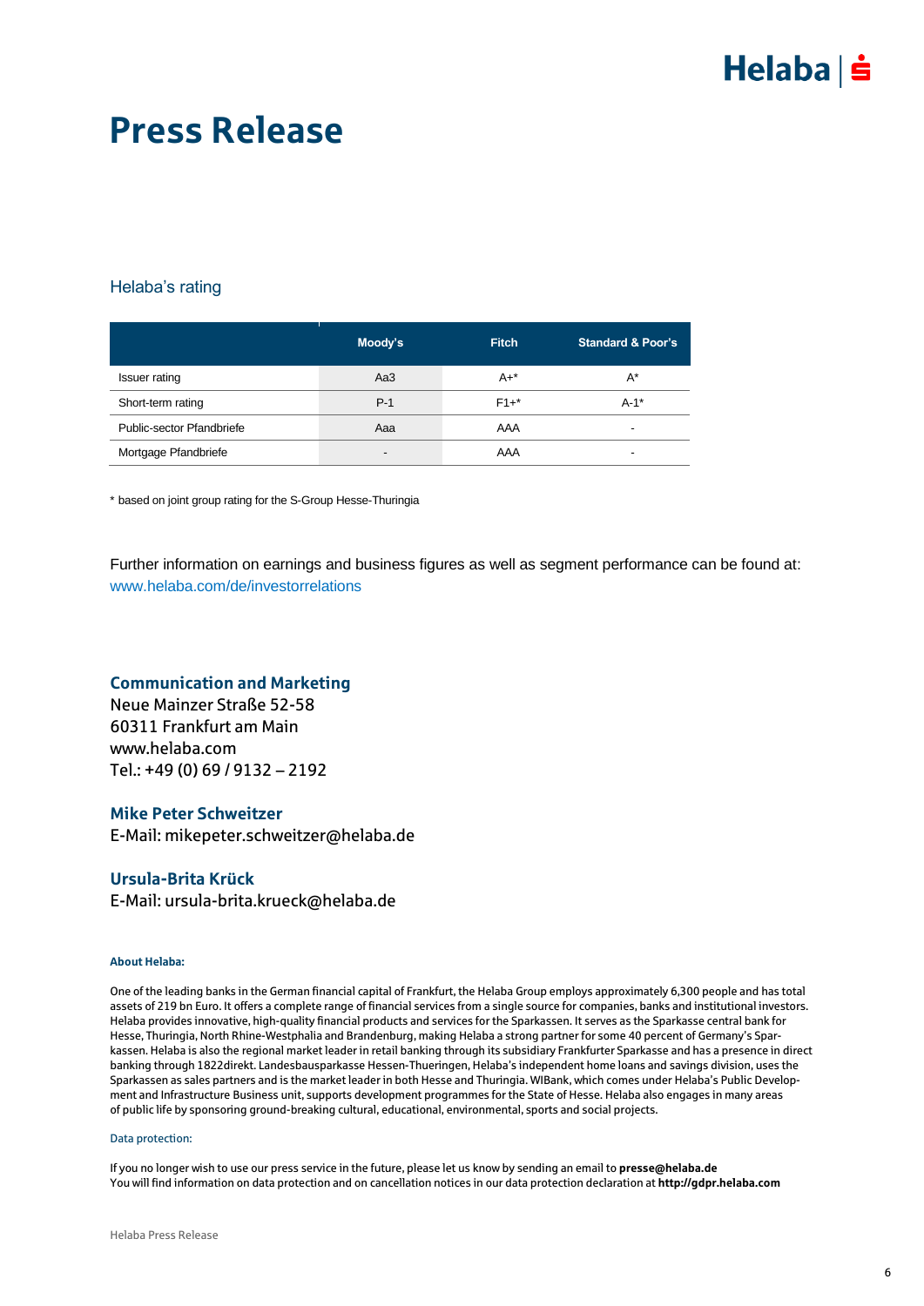# Press Release

## Helaba's rating

| | Moody's | Fitch | Standard & Poor's |
|---|---|---|---|
| Issuer rating | Aa3 | A+* | A* |
| Short-term rating | P-1 | F1+* | A-1* |
| Public-sector Pfandbriefe | Aaa | AAA | - |
| Mortgage Pfandbriefe | - | AAA | - |

* based on joint group rating for the S-Group Hesse-Thuringia

Further information on earnings and business figures as well as segment performance can be found at: www.helaba.com/de/investorrelations

**Communication and Marketing**
Neue Mainzer Straße 52-58
60311 Frankfurt am Main
www.helaba.com
Tel.: +49 (0) 69 / 9132 – 2192

**Mike Peter Schweitzer**
E-Mail: mikepeter.schweitzer@helaba.de

**Ursula-Brita Krück**
E-Mail: ursula-brita.krueck@helaba.de

**About Helaba:**

One of the leading banks in the German financial capital of Frankfurt, the Helaba Group employs approximately 6,300 people and has total assets of 219 bn Euro. It offers a complete range of financial services from a single source for companies, banks and institutional investors. Helaba provides innovative, high-quality financial products and services for the Sparkassen. It serves as the Sparkasse central bank for Hesse, Thuringia, North Rhine-Westphalia and Brandenburg, making Helaba a strong partner for some 40 percent of Germany's Sparkassen. Helaba is also the regional market leader in retail banking through its subsidiary Frankfurter Sparkasse and has a presence in direct banking through 1822direkt. Landesbausparkasse Hessen-Thueringen, Helaba's independent home loans and savings division, uses the Sparkassen as sales partners and is the market leader in both Hesse and Thuringia. WIBank, which comes under Helaba's Public Development and Infrastructure Business unit, supports development programmes for the State of Hesse. Helaba also engages in many areas of public life by sponsoring ground-breaking cultural, educational, environmental, sports and social projects.

Data protection:

If you no longer wish to use our press service in the future, please let us know by sending an email to **presse@helaba.de**
You will find information on data protection and on cancellation notices in our data protection declaration at **http://gdpr.helaba.com**